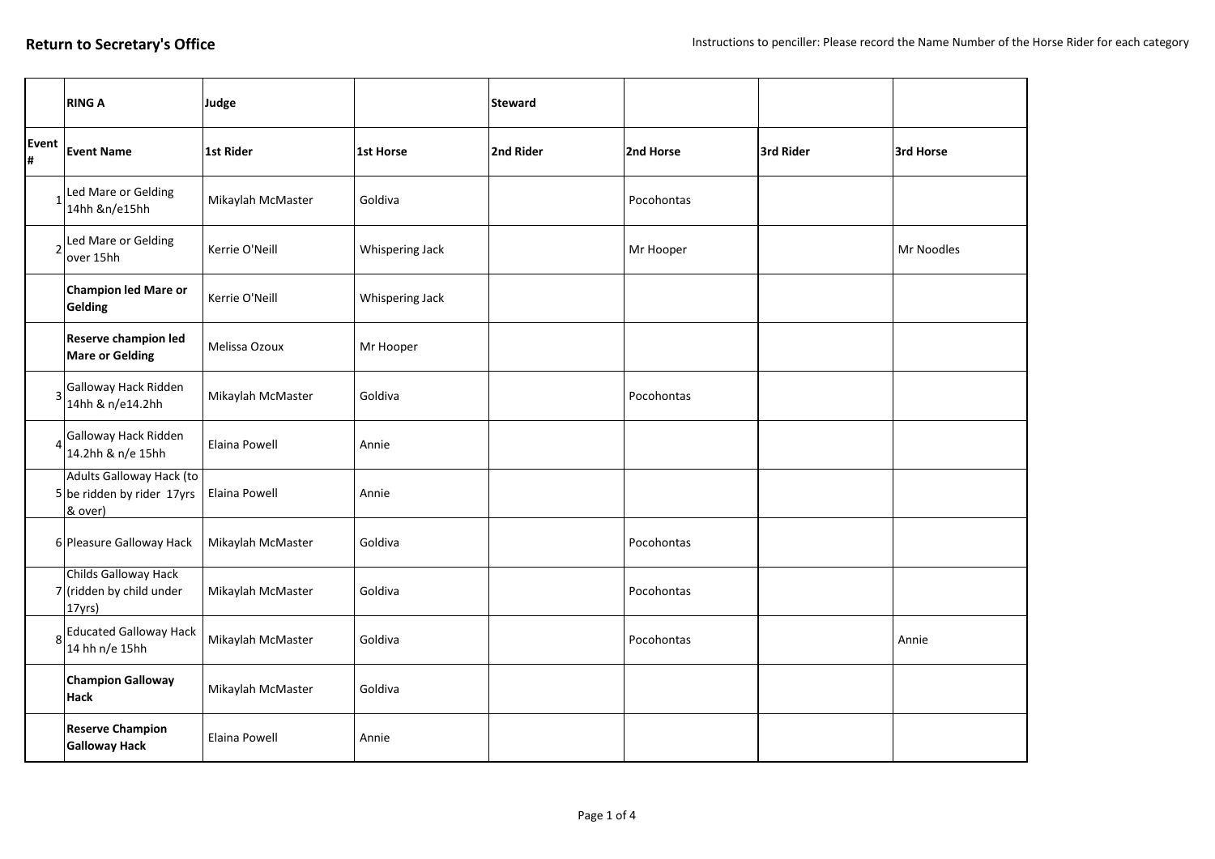**Return to Secretary's Office**

Instructions to penciller: Please record the Name Number of the Horse Rider for each category

| | RING A | Judge | | Steward | | | |
|---|---|---|---|---|---|---|---|
| Event # | Event Name | 1st Rider | 1st Horse | 2nd Rider | 2nd Horse | 3rd Rider | 3rd Horse |
| 1 | Led Mare or Gelding 14hh &n/e15hh | Mikaylah McMaster | Goldiva | | Pocohontas | | |
| 2 | Led Mare or Gelding over 15hh | Kerrie O'Neill | Whispering Jack | | Mr Hooper | | Mr Noodles |
| | **Champion led Mare or Gelding** | Kerrie O'Neill | Whispering Jack | | | | |
| | **Reserve champion led Mare or Gelding** | Melissa Ozoux | Mr Hooper | | | | |
| 3 | Galloway Hack Ridden 14hh & n/e14.2hh | Mikaylah McMaster | Goldiva | | Pocohontas | | |
| 4 | Galloway Hack Ridden 14.2hh & n/e 15hh | Elaina Powell | Annie | | | | |
| 5 | Adults Galloway Hack (to be ridden by rider 17yrs & over) | Elaina Powell | Annie | | | | |
| 6 | Pleasure Galloway Hack | Mikaylah McMaster | Goldiva | | Pocohontas | | |
| 7 | Childs Galloway Hack (ridden by child under 17yrs) | Mikaylah McMaster | Goldiva | | Pocohontas | | |
| 8 | Educated Galloway Hack 14 hh n/e 15hh | Mikaylah McMaster | Goldiva | | Pocohontas | | Annie |
| | **Champion Galloway Hack** | Mikaylah McMaster | Goldiva | | | | |
| | **Reserve Champion Galloway Hack** | Elaina Powell | Annie | | | | |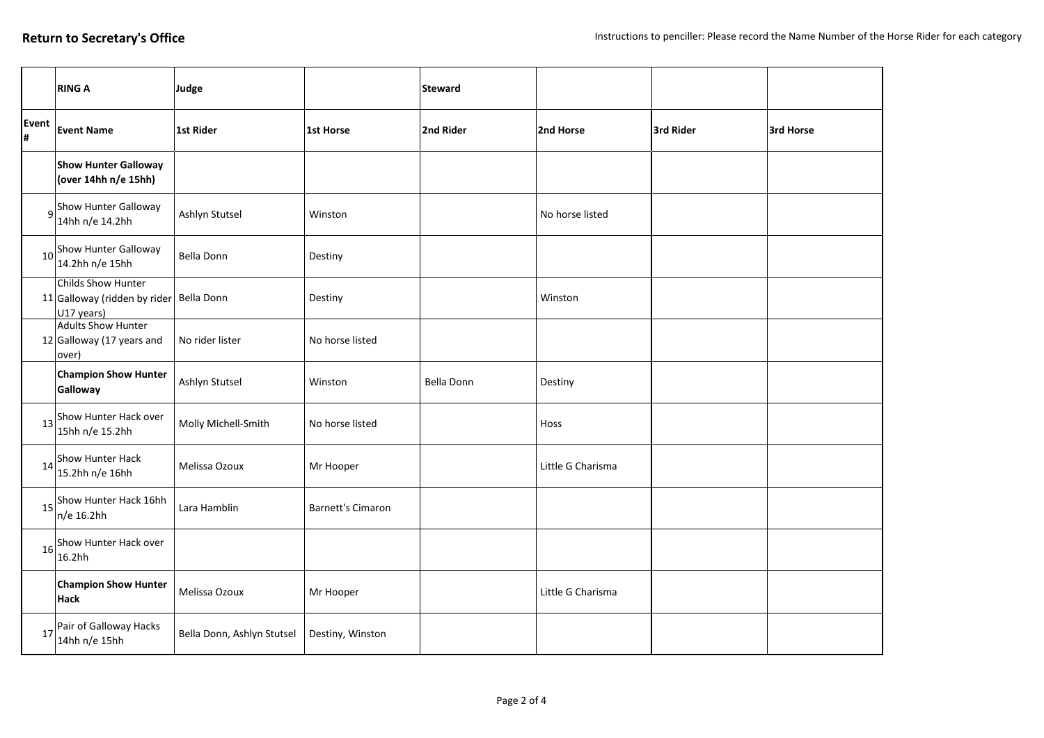**Return to Secretary's Office**

Instructions to penciller: Please record the Name Number of the Horse Rider for each category

| | **RING A** | **Judge** | | **Steward** | | | |
|---|---|---|---|---|---|---|---|
| **Event #** | **Event Name** | **1st Rider** | **1st Horse** | **2nd Rider** | **2nd Horse** | **3rd Rider** | **3rd Horse** |
| | **Show Hunter Galloway (over 14hh n/e 15hh)** | | | | | | |
| 9 | Show Hunter Galloway 14hh n/e 14.2hh | Ashlyn Stutsel | Winston | | No horse listed | | |
| 10 | Show Hunter Galloway 14.2hh n/e 15hh | Bella Donn | Destiny | | | | |
| 11 | Childs Show Hunter Galloway (ridden by rider U17 years) | Bella Donn | Destiny | | Winston | | |
| 12 | Adults Show Hunter Galloway (17 years and over) | No rider lister | No horse listed | | | | |
| | **Champion Show Hunter Galloway** | Ashlyn Stutsel | Winston | Bella Donn | Destiny | | |
| 13 | Show Hunter Hack over 15hh n/e 15.2hh | Molly Michell-Smith | No horse listed | | Hoss | | |
| 14 | Show Hunter Hack 15.2hh n/e 16hh | Melissa Ozoux | Mr Hooper | | Little G Charisma | | |
| 15 | Show Hunter Hack 16hh n/e 16.2hh | Lara Hamblin | Barnett's Cimaron | | | | |
| 16 | Show Hunter Hack over 16.2hh | | | | | | |
| | **Champion Show Hunter Hack** | Melissa Ozoux | Mr Hooper | | Little G Charisma | | |
| 17 | Pair of Galloway Hacks 14hh n/e 15hh | Bella Donn, Ashlyn Stutsel | Destiny, Winston | | | | |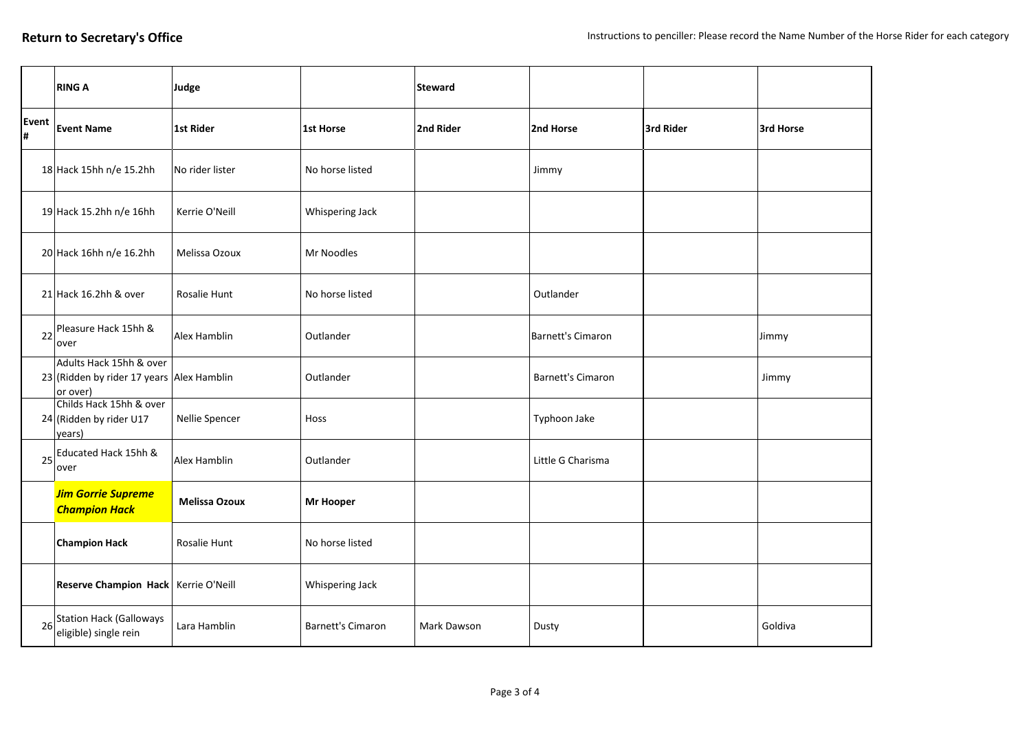**Return to Secretary's Office**

Instructions to penciller: Please record the Name Number of the Horse Rider for each category

| | **RING A** | **Judge** | | **Steward** | | | |
|---|---|---|---|---|---|---|---|
| **Event #** | **Event Name** | **1st Rider** | **1st Horse** | **2nd Rider** | **2nd Horse** | **3rd Rider** | **3rd Horse** |
| 18 | Hack 15hh n/e 15.2hh | No rider lister | No horse listed | | Jimmy | | |
| 19 | Hack 15.2hh n/e 16hh | Kerrie O'Neill | Whispering Jack | | | | |
| 20 | Hack 16hh n/e 16.2hh | Melissa Ozoux | Mr Noodles | | | | |
| 21 | Hack 16.2hh & over | Rosalie Hunt | No horse listed | | Outlander | | |
| 22 | Pleasure Hack 15hh & over | Alex Hamblin | Outlander | | Barnett's Cimaron | | Jimmy |
| 23 | Adults Hack 15hh & over (Ridden by rider 17 years or over) | Alex Hamblin | Outlander | | Barnett's Cimaron | | Jimmy |
| 24 | Childs Hack 15hh & over (Ridden by rider U17 years) | Nellie Spencer | Hoss | | Typhoon Jake | | |
| 25 | Educated Hack 15hh & over | Alex Hamblin | Outlander | | Little G Charisma | | |
| | ***Jim Gorrie Supreme Champion Hack*** | **Melissa Ozoux** | **Mr Hooper** | | | | |
| | **Champion Hack** | Rosalie Hunt | No horse listed | | | | |
| | **Reserve Champion Hack** | Kerrie O'Neill | Whispering Jack | | | | |
| 26 | Station Hack (Galloways eligible) single rein | Lara Hamblin | Barnett's Cimaron | Mark Dawson | Dusty | | Goldiva |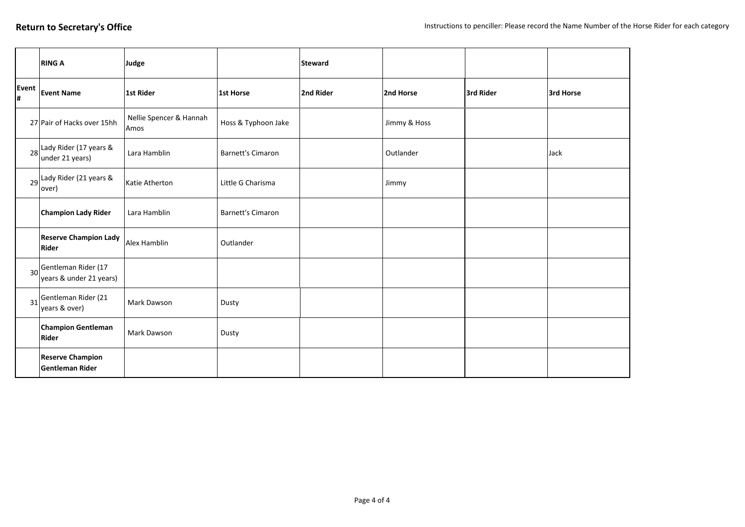**Return to Secretary's Office**

Instructions to penciller: Please record the Name Number of the Horse Rider for each category

| | RING A | Judge | | Steward | | | |
|---|---|---|---|---|---|---|---|
| **Event #** | **Event Name** | **1st Rider** | **1st Horse** | **2nd Rider** | **2nd Horse** | **3rd Rider** | **3rd Horse** |
| 27 | Pair of Hacks over 15hh | Nellie Spencer & Hannah Amos | Hoss & Typhoon Jake | | Jimmy & Hoss | | |
| 28 | Lady Rider (17 years & under 21 years) | Lara Hamblin | Barnett's Cimaron | | Outlander | | Jack |
| 29 | Lady Rider (21 years & over) | Katie Atherton | Little G Charisma | | Jimmy | | |
| | **Champion Lady Rider** | Lara Hamblin | Barnett's Cimaron | | | | |
| | **Reserve Champion Lady Rider** | Alex Hamblin | Outlander | | | | |
| 30 | Gentleman Rider (17 years & under 21 years) | | | | | | |
| 31 | Gentleman Rider (21 years & over) | Mark Dawson | Dusty | | | | |
| | **Champion Gentleman Rider** | Mark Dawson | Dusty | | | | |
| | **Reserve Champion Gentleman Rider** | | | | | | |